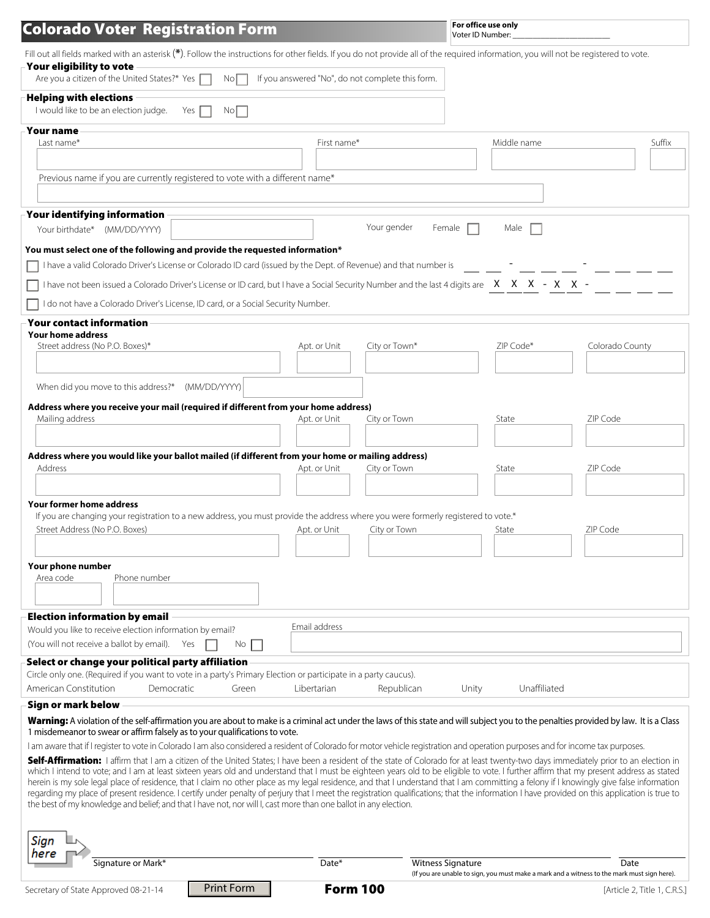# Colorado Voter Registration Form

**For office use only**
Voter ID Number: ___________________

Fill out all fields marked with an asterisk (*). Follow the instructions for other fields. If you do not provide all of the required information, you will not be registered to vote.

## Your eligibility to vote

Are you a citizen of the United States?* Yes ☐ No ☐ If you answered "No", do not complete this form.

## Helping with elections

I would like to be an election judge. Yes ☐ No ☐

## Your name

Last name* | First name* | Middle name | Suffix

Previous name if you are currently registered to vote with a different name*

## Your identifying information

Your birthdate* (MM/DD/YYYY) ____________

Your gender Female ☐ Male ☐

**You must select one of the following and provide the requested information***

☐ I have a valid Colorado Driver's License or Colorado ID card (issued by the Dept. of Revenue) and that number is __ __ - __ __ __ - __ __ __ __

☐ I have not been issued a Colorado Driver's License or ID card, but I have a Social Security Number and the last 4 digits are X X X - X X - __ __ __ __

☐ I do not have a Colorado Driver's License, ID card, or a Social Security Number.

## Your contact information

**Your home address**

Street address (No P.O. Boxes)* | Apt. or Unit | City or Town* | ZIP Code* | Colorado County

When did you move to this address?* (MM/DD/YYYY) ____________

**Address where you receive your mail (required if different from your home address)**

Mailing address | Apt. or Unit | City or Town | State | ZIP Code

**Address where you would like your ballot mailed (if different from your home or mailing address)**

Address | Apt. or Unit | City or Town | State | ZIP Code

**Your former home address**

If you are changing your registration to a new address, you must provide the address where you were formerly registered to vote.*

Street Address (No P.O. Boxes) | Apt. or Unit | City or Town | State | ZIP Code

**Your phone number**

Area code | Phone number

## Election information by email

Would you like to receive election information by email?
(You will not receive a ballot by email). Yes ☐ No ☐

Email address

## Select or change your political party affiliation

Circle only one. (Required if you want to vote in a party's Primary Election or participate in a party caucus).

American Constitution | Democratic | Green | Libertarian | Republican | Unity | Unaffiliated

## Sign or mark below

**Warning:** A violation of the self-affirmation you are about to make is a criminal act under the laws of this state and will subject you to the penalties provided by law. It is a Class 1 misdemeanor to swear or affirm falsely as to your qualifications to vote.

I am aware that if I register to vote in Colorado I am also considered a resident of Colorado for motor vehicle registration and operation purposes and for income tax purposes.

**Self-Affirmation:** I affirm that I am a citizen of the United States; I have been a resident of the state of Colorado for at least twenty-two days immediately prior to an election in which I intend to vote; and I am at least sixteen years old and understand that I must be eighteen years old to be eligible to vote. I further affirm that my present address as stated herein is my sole legal place of residence, that I claim no other place as my legal residence, and that I understand that I am committing a felony if I knowingly give false information regarding my place of present residence. I certify under penalty of perjury that I meet the registration qualifications; that the information I have provided on this application is true to the best of my knowledge and belief; and that I have not, nor will I, cast more than one ballot in any election.

Sign here

Signature or Mark* | Date* | Witness Signature | Date

(If you are unable to sign, you must make a mark and a witness to the mark must sign here).

Secretary of State Approved 08-21-14 | Print Form | **Form 100** | [Article 2, Title 1, C.R.S.]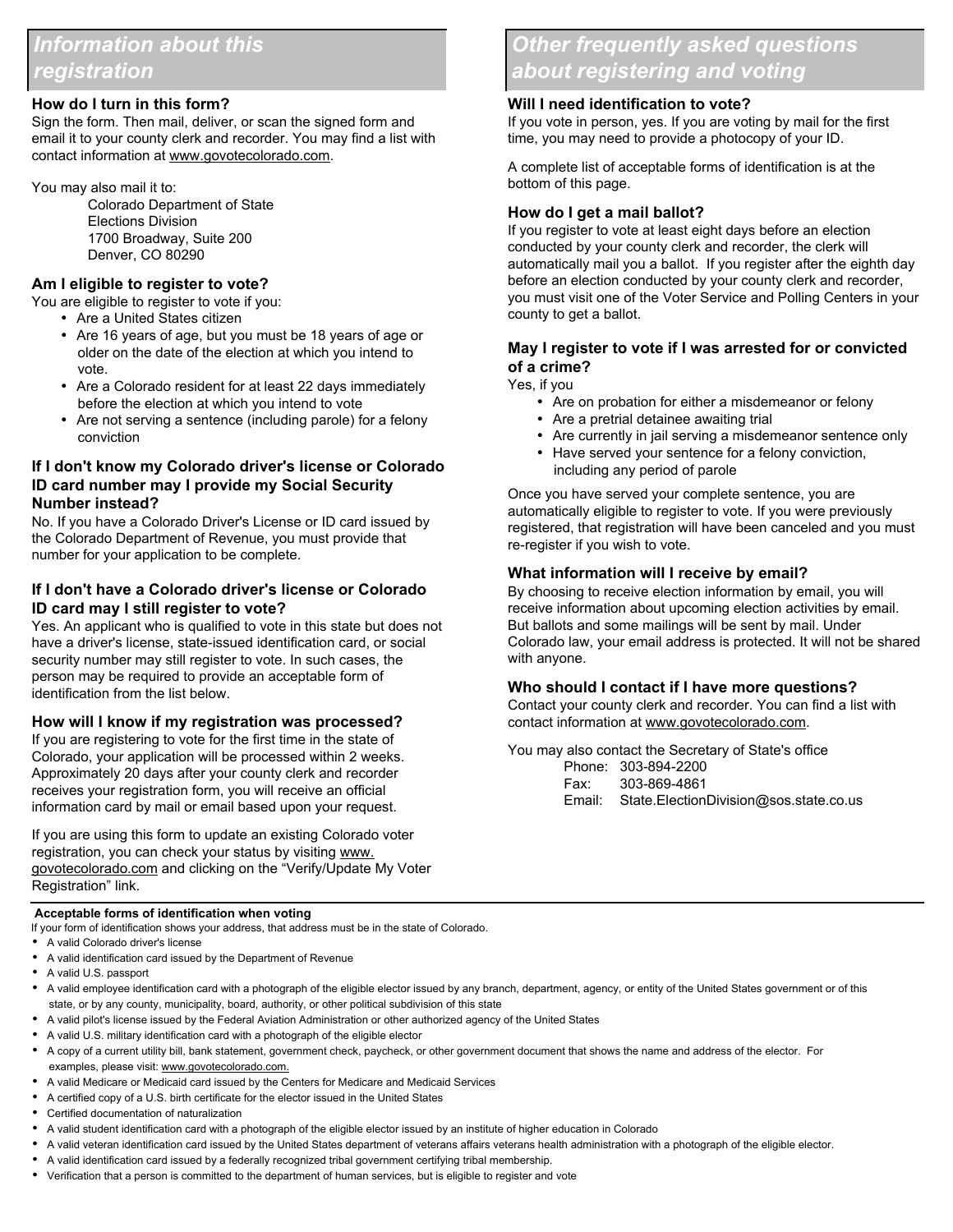## Information about this registration

### How do I turn in this form?

Sign the form. Then mail, deliver, or scan the signed form and email it to your county clerk and recorder. You may find a list with contact information at www.govotecolorado.com.

You may also mail it to:

Colorado Department of State
Elections Division
1700 Broadway, Suite 200
Denver, CO 80290

### Am I eligible to register to vote?

You are eligible to register to vote if you:

- Are a United States citizen
- Are 16 years of age, but you must be 18 years of age or older on the date of the election at which you intend to vote.
- Are a Colorado resident for at least 22 days immediately before the election at which you intend to vote
- Are not serving a sentence (including parole) for a felony conviction

### If I don't know my Colorado driver's license or Colorado ID card number may I provide my Social Security Number instead?

No. If you have a Colorado Driver's License or ID card issued by the Colorado Department of Revenue, you must provide that number for your application to be complete.

### If I don't have a Colorado driver's license or Colorado ID card may I still register to vote?

Yes. An applicant who is qualified to vote in this state but does not have a driver's license, state-issued identification card, or social security number may still register to vote. In such cases, the person may be required to provide an acceptable form of identification from the list below.

### How will I know if my registration was processed?

If you are registering to vote for the first time in the state of Colorado, your application will be processed within 2 weeks. Approximately 20 days after your county clerk and recorder receives your registration form, you will receive an official information card by mail or email based upon your request.

If you are using this form to update an existing Colorado voter registration, you can check your status by visiting www.govotecolorado.com and clicking on the "Verify/Update My Voter Registration" link.

## Other frequently asked questions about registering and voting

### Will I need identification to vote?

If you vote in person, yes. If you are voting by mail for the first time, you may need to provide a photocopy of your ID.

A complete list of acceptable forms of identification is at the bottom of this page.

### How do I get a mail ballot?

If you register to vote at least eight days before an election conducted by your county clerk and recorder, the clerk will automatically mail you a ballot. If you register after the eighth day before an election conducted by your county clerk and recorder, you must visit one of the Voter Service and Polling Centers in your county to get a ballot.

### May I register to vote if I was arrested for or convicted of a crime?

Yes, if you

- Are on probation for either a misdemeanor or felony
- Are a pretrial detainee awaiting trial
- Are currently in jail serving a misdemeanor sentence only
- Have served your sentence for a felony conviction, including any period of parole

Once you have served your complete sentence, you are automatically eligible to register to vote. If you were previously registered, that registration will have been canceled and you must re-register if you wish to vote.

### What information will I receive by email?

By choosing to receive election information by email, you will receive information about upcoming election activities by email. But ballots and some mailings will be sent by mail. Under Colorado law, your email address is protected. It will not be shared with anyone.

### Who should I contact if I have more questions?

Contact your county clerk and recorder. You can find a list with contact information at www.govotecolorado.com.

You may also contact the Secretary of State's office

Phone: 303-894-2200
Fax: 303-869-4861
Email: State.ElectionDivision@sos.state.co.us

---

**Acceptable forms of identification when voting**

If your form of identification shows your address, that address must be in the state of Colorado.

- A valid Colorado driver's license
- A valid identification card issued by the Department of Revenue
- A valid U.S. passport
- A valid employee identification card with a photograph of the eligible elector issued by any branch, department, agency, or entity of the United States government or of this state, or by any county, municipality, board, authority, or other political subdivision of this state
- A valid pilot's license issued by the Federal Aviation Administration or other authorized agency of the United States
- A valid U.S. military identification card with a photograph of the eligible elector
- A copy of a current utility bill, bank statement, government check, paycheck, or other government document that shows the name and address of the elector. For examples, please visit: www.govotecolorado.com.
- A valid Medicare or Medicaid card issued by the Centers for Medicare and Medicaid Services
- A certified copy of a U.S. birth certificate for the elector issued in the United States
- Certified documentation of naturalization
- A valid student identification card with a photograph of the eligible elector issued by an institute of higher education in Colorado
- A valid veteran identification card issued by the United States department of veterans affairs veterans health administration with a photograph of the eligible elector.
- A valid identification card issued by a federally recognized tribal government certifying tribal membership.
- Verification that a person is committed to the department of human services, but is eligible to register and vote